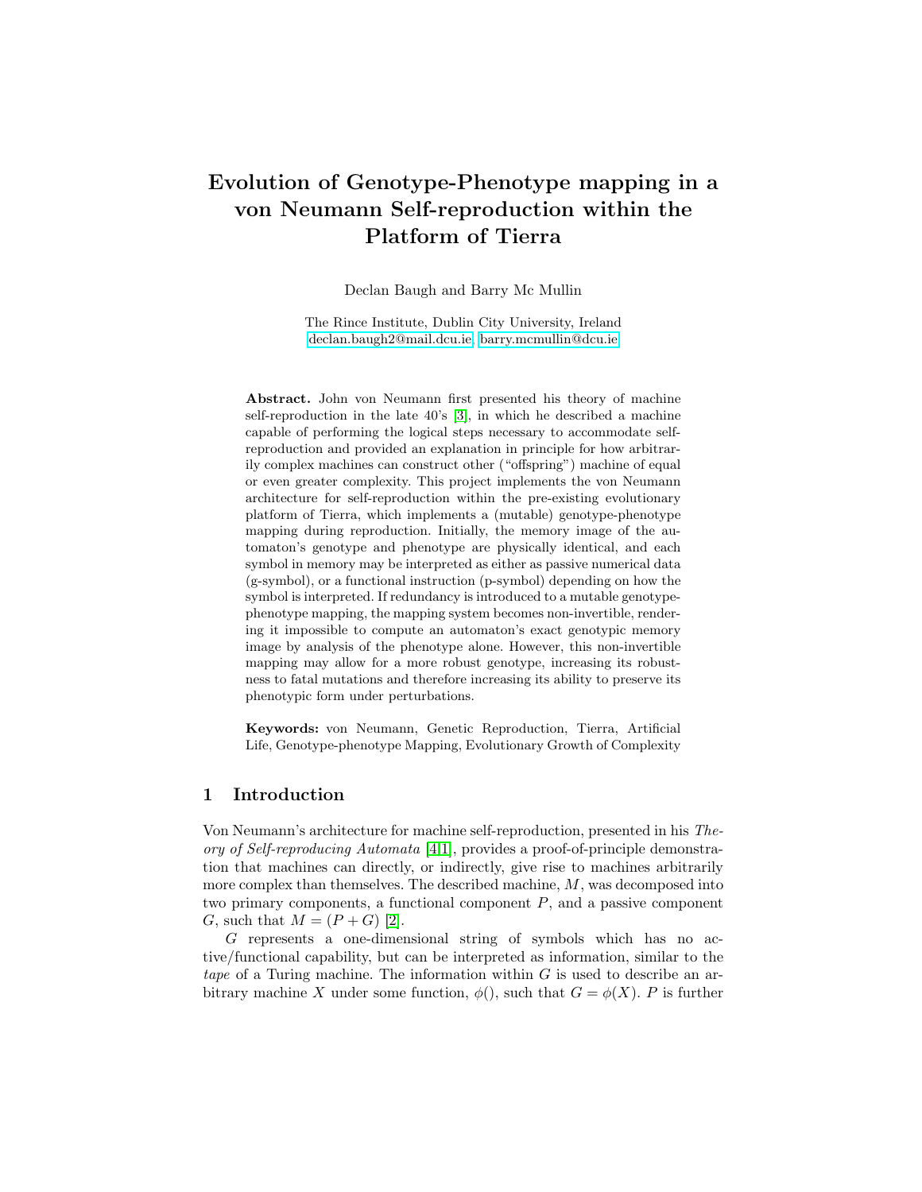# Evolution of Genotype-Phenotype mapping in a von Neumann Self-reproduction within the Platform of Tierra

Declan Baugh and Barry Mc Mullin

The Rince Institute, Dublin City University, Ireland
declan.baugh2@mail.dcu.ie, barry.mcmullin@dcu.ie

**Abstract.** John von Neumann first presented his theory of machine self-reproduction in the late 40's [3], in which he described a machine capable of performing the logical steps necessary to accommodate self-reproduction and provided an explanation in principle for how arbitrarily complex machines can construct other ("offspring") machine of equal or even greater complexity. This project implements the von Neumann architecture for self-reproduction within the pre-existing evolutionary platform of Tierra, which implements a (mutable) genotype-phenotype mapping during reproduction. Initially, the memory image of the automaton's genotype and phenotype are physically identical, and each symbol in memory may be interpreted as either as passive numerical data (g-symbol), or a functional instruction (p-symbol) depending on how the symbol is interpreted. If redundancy is introduced to a mutable genotype-phenotype mapping, the mapping system becomes non-invertible, rendering it impossible to compute an automaton's exact genotypic memory image by analysis of the phenotype alone. However, this non-invertible mapping may allow for a more robust genotype, increasing its robustness to fatal mutations and therefore increasing its ability to preserve its phenotypic form under perturbations.

**Keywords:** von Neumann, Genetic Reproduction, Tierra, Artificial Life, Genotype-phenotype Mapping, Evolutionary Growth of Complexity

## 1 Introduction

Von Neumann's architecture for machine self-reproduction, presented in his *Theory of Self-reproducing Automata* [4,1], provides a proof-of-principle demonstration that machines can directly, or indirectly, give rise to machines arbitrarily more complex than themselves. The described machine, $M$, was decomposed into two primary components, a functional component $P$, and a passive component $G$, such that $M = (P + G)$ [2].

$G$ represents a one-dimensional string of symbols which has no active/functional capability, but can be interpreted as information, similar to the *tape* of a Turing machine. The information within $G$ is used to describe an arbitrary machine $X$ under some function, $\phi()$, such that $G = \phi(X)$. $P$ is further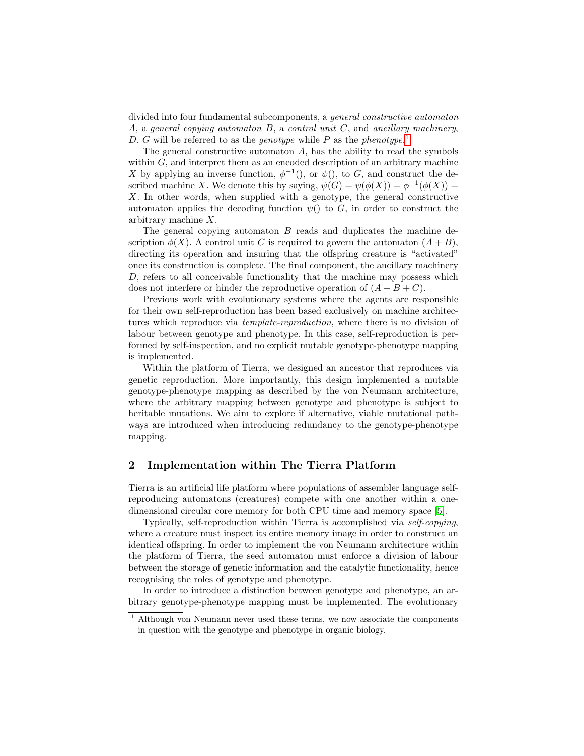divided into four fundamental subcomponents, a *general constructive automaton* $A$, a *general copying automaton* $B$, a *control unit* $C$, and *ancillary machinery*, $D$. $G$ will be referred to as the *genotype* while $P$ as the *phenotype*.[1].

The general constructive automaton $A$, has the ability to read the symbols within $G$, and interpret them as an encoded description of an arbitrary machine $X$ by applying an inverse function, $\phi^{-1}()$, or $\psi()$, to $G$, and construct the described machine $X$. We denote this by saying, $\psi(G) = \psi(\phi(X)) = \phi^{-1}(\phi(X)) = X$. In other words, when supplied with a genotype, the general constructive automaton applies the decoding function $\psi()$ to $G$, in order to construct the arbitrary machine $X$.

The general copying automaton $B$ reads and duplicates the machine description $\phi(X)$. A control unit $C$ is required to govern the automaton $(A + B)$, directing its operation and insuring that the offspring creature is "activated" once its construction is complete. The final component, the ancillary machinery $D$, refers to all conceivable functionality that the machine may possess which does not interfere or hinder the reproductive operation of $(A + B + C)$.

Previous work with evolutionary systems where the agents are responsible for their own self-reproduction has been based exclusively on machine architectures which reproduce via *template-reproduction*, where there is no division of labour between genotype and phenotype. In this case, self-reproduction is performed by self-inspection, and no explicit mutable genotype-phenotype mapping is implemented.

Within the platform of Tierra, we designed an ancestor that reproduces via genetic reproduction. More importantly, this design implemented a mutable genotype-phenotype mapping as described by the von Neumann architecture, where the arbitrary mapping between genotype and phenotype is subject to heritable mutations. We aim to explore if alternative, viable mutational pathways are introduced when introducing redundancy to the genotype-phenotype mapping.

## 2 Implementation within The Tierra Platform

Tierra is an artificial life platform where populations of assembler language self-reproducing automatons (creatures) compete with one another within a one-dimensional circular core memory for both CPU time and memory space [5].

Typically, self-reproduction within Tierra is accomplished via *self-copying*, where a creature must inspect its entire memory image in order to construct an identical offspring. In order to implement the von Neumann architecture within the platform of Tierra, the seed automaton must enforce a division of labour between the storage of genetic information and the catalytic functionality, hence recognising the roles of genotype and phenotype.

In order to introduce a distinction between genotype and phenotype, an arbitrary genotype-phenotype mapping must be implemented. The evolutionary

[1] Although von Neumann never used these terms, we now associate the components in question with the genotype and phenotype in organic biology.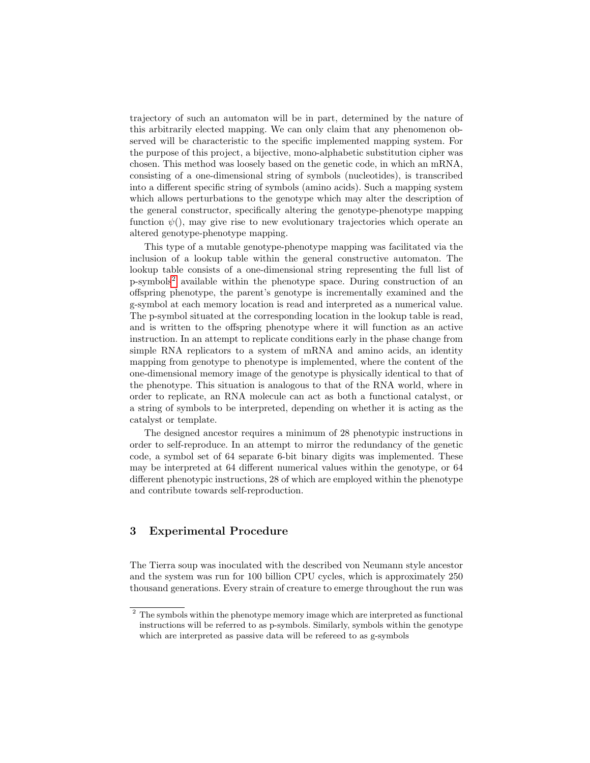trajectory of such an automaton will be in part, determined by the nature of this arbitrarily elected mapping. We can only claim that any phenomenon observed will be characteristic to the specific implemented mapping system. For the purpose of this project, a bijective, mono-alphabetic substitution cipher was chosen. This method was loosely based on the genetic code, in which an mRNA, consisting of a one-dimensional string of symbols (nucleotides), is transcribed into a different specific string of symbols (amino acids). Such a mapping system which allows perturbations to the genotype which may alter the description of the general constructor, specifically altering the genotype-phenotype mapping function $\psi()$, may give rise to new evolutionary trajectories which operate an altered genotype-phenotype mapping.

This type of a mutable genotype-phenotype mapping was facilitated via the inclusion of a lookup table within the general constructive automaton. The lookup table consists of a one-dimensional string representing the full list of p-symbols[2] available within the phenotype space. During construction of an offspring phenotype, the parent's genotype is incrementally examined and the g-symbol at each memory location is read and interpreted as a numerical value. The p-symbol situated at the corresponding location in the lookup table is read, and is written to the offspring phenotype where it will function as an active instruction. In an attempt to replicate conditions early in the phase change from simple RNA replicators to a system of mRNA and amino acids, an identity mapping from genotype to phenotype is implemented, where the content of the one-dimensional memory image of the genotype is physically identical to that of the phenotype. This situation is analogous to that of the RNA world, where in order to replicate, an RNA molecule can act as both a functional catalyst, or a string of symbols to be interpreted, depending on whether it is acting as the catalyst or template.

The designed ancestor requires a minimum of 28 phenotypic instructions in order to self-reproduce. In an attempt to mirror the redundancy of the genetic code, a symbol set of 64 separate 6-bit binary digits was implemented. These may be interpreted at 64 different numerical values within the genotype, or 64 different phenotypic instructions, 28 of which are employed within the phenotype and contribute towards self-reproduction.

## 3 Experimental Procedure

The Tierra soup was inoculated with the described von Neumann style ancestor and the system was run for 100 billion CPU cycles, which is approximately 250 thousand generations. Every strain of creature to emerge throughout the run was

[2] The symbols within the phenotype memory image which are interpreted as functional instructions will be referred to as p-symbols. Similarly, symbols within the genotype which are interpreted as passive data will be refereed to as g-symbols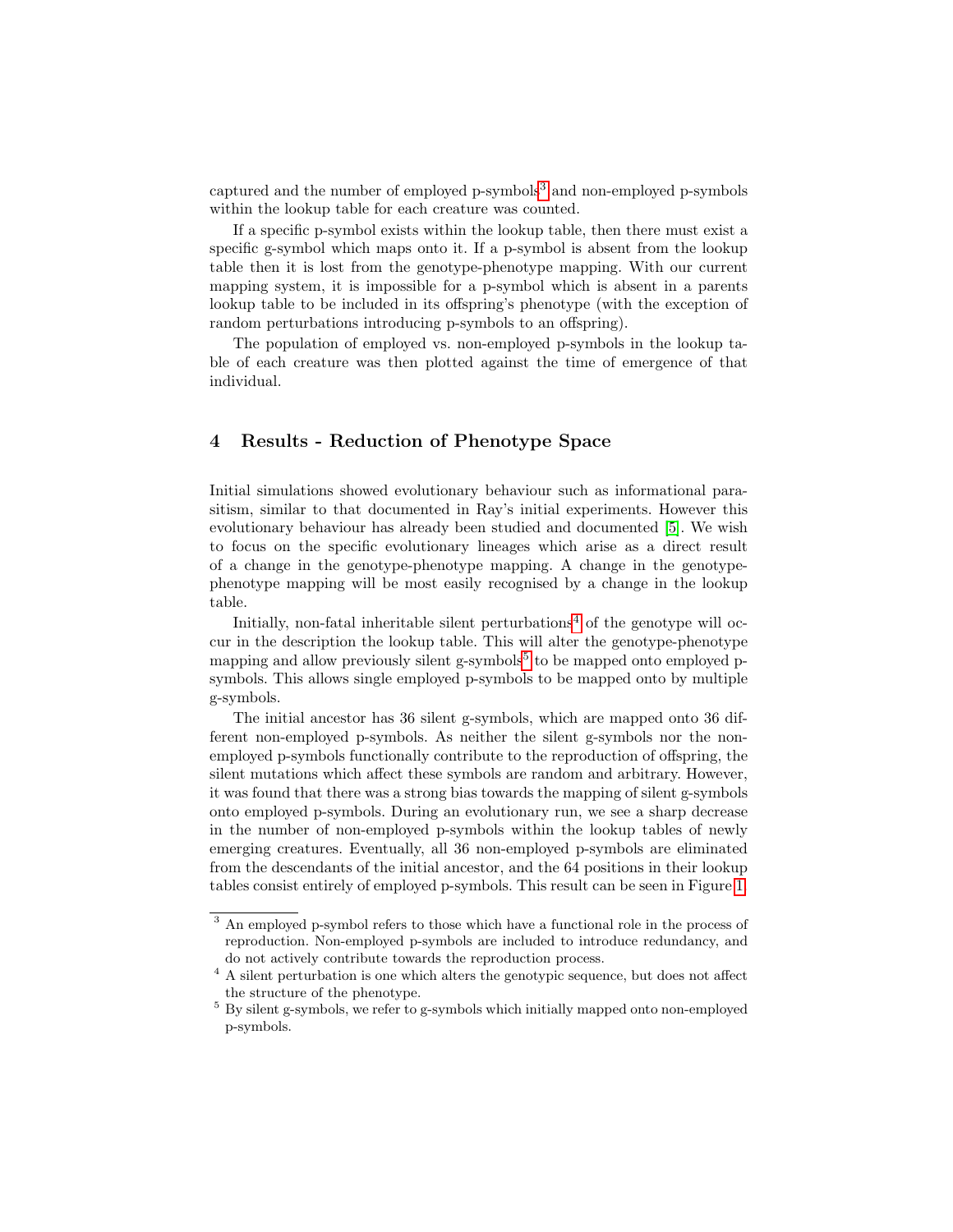captured and the number of employed p-symbols[3] and non-employed p-symbols within the lookup table for each creature was counted.

If a specific p-symbol exists within the lookup table, then there must exist a specific g-symbol which maps onto it. If a p-symbol is absent from the lookup table then it is lost from the genotype-phenotype mapping. With our current mapping system, it is impossible for a p-symbol which is absent in a parents lookup table to be included in its offspring's phenotype (with the exception of random perturbations introducing p-symbols to an offspring).

The population of employed vs. non-employed p-symbols in the lookup table of each creature was then plotted against the time of emergence of that individual.

## 4 Results - Reduction of Phenotype Space

Initial simulations showed evolutionary behaviour such as informational parasitism, similar to that documented in Ray's initial experiments. However this evolutionary behaviour has already been studied and documented [5]. We wish to focus on the specific evolutionary lineages which arise as a direct result of a change in the genotype-phenotype mapping. A change in the genotype-phenotype mapping will be most easily recognised by a change in the lookup table.

Initially, non-fatal inheritable silent perturbations[4] of the genotype will occur in the description the lookup table. This will alter the genotype-phenotype mapping and allow previously silent g-symbols[5] to be mapped onto employed p-symbols. This allows single employed p-symbols to be mapped onto by multiple g-symbols.

The initial ancestor has 36 silent g-symbols, which are mapped onto 36 different non-employed p-symbols. As neither the silent g-symbols nor the non-employed p-symbols functionally contribute to the reproduction of offspring, the silent mutations which affect these symbols are random and arbitrary. However, it was found that there was a strong bias towards the mapping of silent g-symbols onto employed p-symbols. During an evolutionary run, we see a sharp decrease in the number of non-employed p-symbols within the lookup tables of newly emerging creatures. Eventually, all 36 non-employed p-symbols are eliminated from the descendants of the initial ancestor, and the 64 positions in their lookup tables consist entirely of employed p-symbols. This result can be seen in Figure 1.

---

[3] An employed p-symbol refers to those which have a functional role in the process of reproduction. Non-employed p-symbols are included to introduce redundancy, and do not actively contribute towards the reproduction process.

[4] A silent perturbation is one which alters the genotypic sequence, but does not affect the structure of the phenotype.

[5] By silent g-symbols, we refer to g-symbols which initially mapped onto non-employed p-symbols.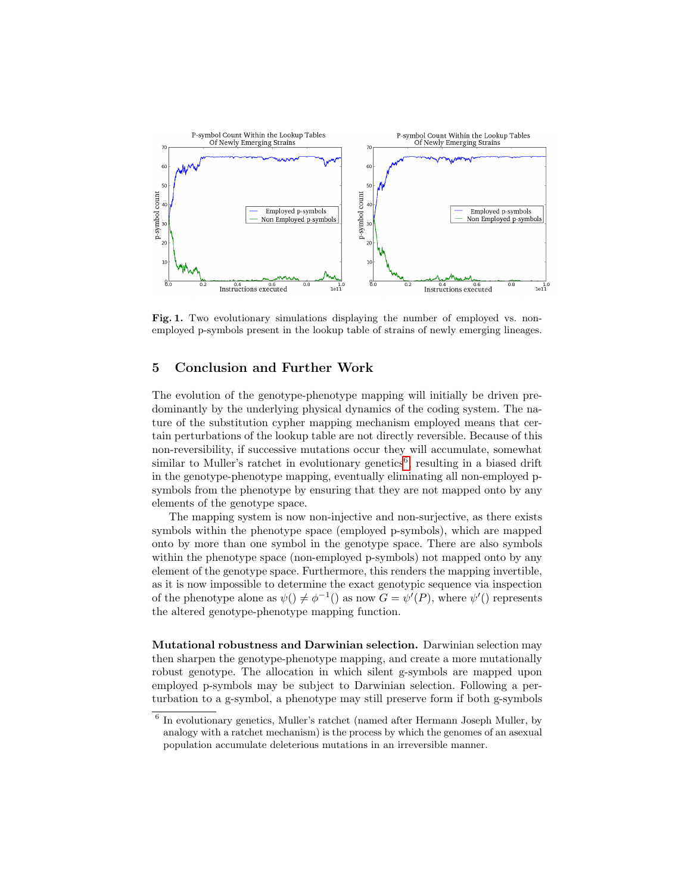**Fig. 1.** Two evolutionary simulations displaying the number of employed vs. non-employed p-symbols present in the lookup table of strains of newly emerging lineages.

## 5 Conclusion and Further Work

The evolution of the genotype-phenotype mapping will initially be driven predominantly by the underlying physical dynamics of the coding system. The nature of the substitution cypher mapping mechanism employed means that certain perturbations of the lookup table are not directly reversible. Because of this non-reversibility, if successive mutations occur they will accumulate, somewhat similar to Muller's ratchet in evolutionary genetics[6], resulting in a biased drift in the genotype-phenotype mapping, eventually eliminating all non-employed p-symbols from the phenotype by ensuring that they are not mapped onto by any elements of the genotype space.

The mapping system is now non-injective and non-surjective, as there exists symbols within the phenotype space (employed p-symbols), which are mapped onto by more than one symbol in the genotype space. There are also symbols within the phenotype space (non-employed p-symbols) not mapped onto by any element of the genotype space. Furthermore, this renders the mapping invertible, as it is now impossible to determine the exact genotypic sequence via inspection of the phenotype alone as $\psi() \neq \phi^{-1}()$ as now $G = \psi'(P)$, where $\psi'()$ represents the altered genotype-phenotype mapping function.

**Mutational robustness and Darwinian selection.** Darwinian selection may then sharpen the genotype-phenotype mapping, and create a more mutationally robust genotype. The allocation in which silent g-symbols are mapped upon employed p-symbols may be subject to Darwinian selection. Following a perturbation to a g-symbol, a phenotype may still preserve form if both g-symbols

[6] In evolutionary genetics, Muller's ratchet (named after Hermann Joseph Muller, by analogy with a ratchet mechanism) is the process by which the genomes of an asexual population accumulate deleterious mutations in an irreversible manner.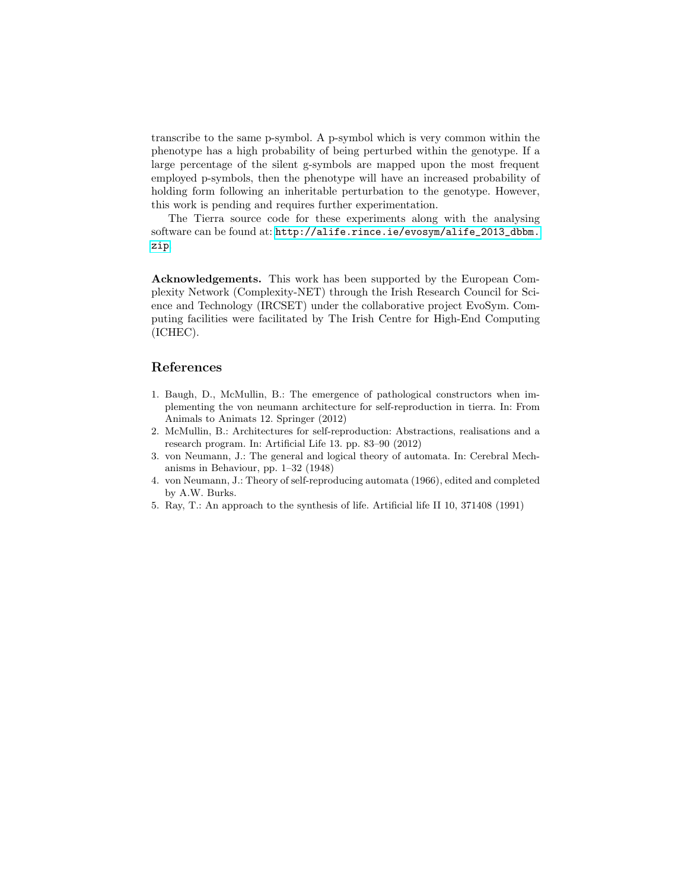transcribe to the same p-symbol. A p-symbol which is very common within the phenotype has a high probability of being perturbed within the genotype. If a large percentage of the silent g-symbols are mapped upon the most frequent employed p-symbols, then the phenotype will have an increased probability of holding form following an inheritable perturbation to the genotype. However, this work is pending and requires further experimentation.

The Tierra source code for these experiments along with the analysing software can be found at: http://alife.rince.ie/evosym/alife_2013_dbbm.zip

**Acknowledgements.** This work has been supported by the European Complexity Network (Complexity-NET) through the Irish Research Council for Science and Technology (IRCSET) under the collaborative project EvoSym. Computing facilities were facilitated by The Irish Centre for High-End Computing (ICHEC).

## References

1. Baugh, D., McMullin, B.: The emergence of pathological constructors when implementing the von neumann architecture for self-reproduction in tierra. In: From Animals to Animats 12. Springer (2012)
2. McMullin, B.: Architectures for self-reproduction: Abstractions, realisations and a research program. In: Artificial Life 13. pp. 83–90 (2012)
3. von Neumann, J.: The general and logical theory of automata. In: Cerebral Mechanisms in Behaviour, pp. 1–32 (1948)
4. von Neumann, J.: Theory of self-reproducing automata (1966), edited and completed by A.W. Burks.
5. Ray, T.: An approach to the synthesis of life. Artificial life II 10, 371408 (1991)